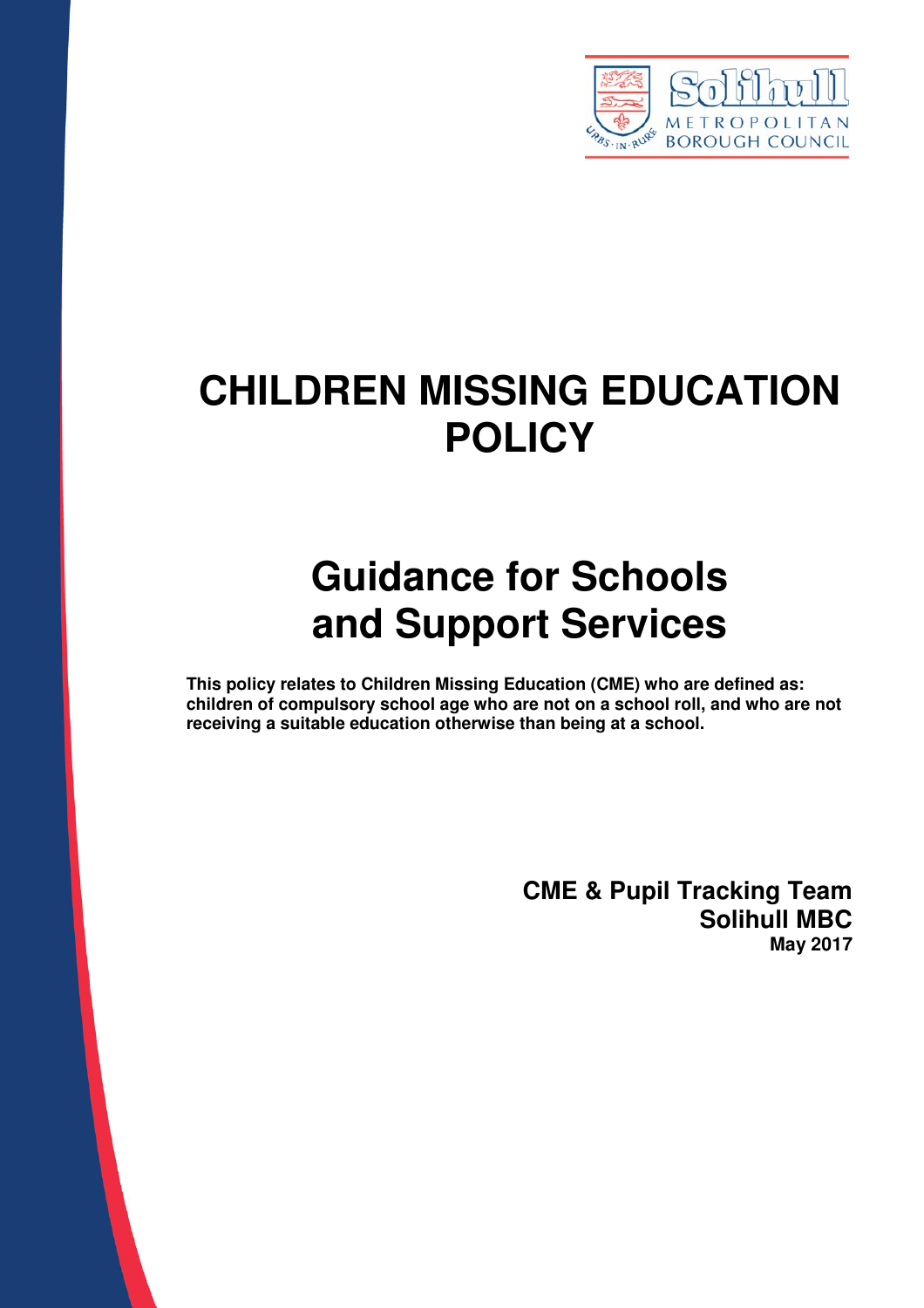# CHILDREN MISSING EDUCATION POLICY

## Guidance for Schools and Support Services

**This policy relates to Children Missing Education (CME) who are defined as: children of compulsory school age who are not on a school roll, and who are not receiving a suitable education otherwise than being at a school.**

**CME & Pupil Tracking Team**
**Solihull MBC**
**May 2017**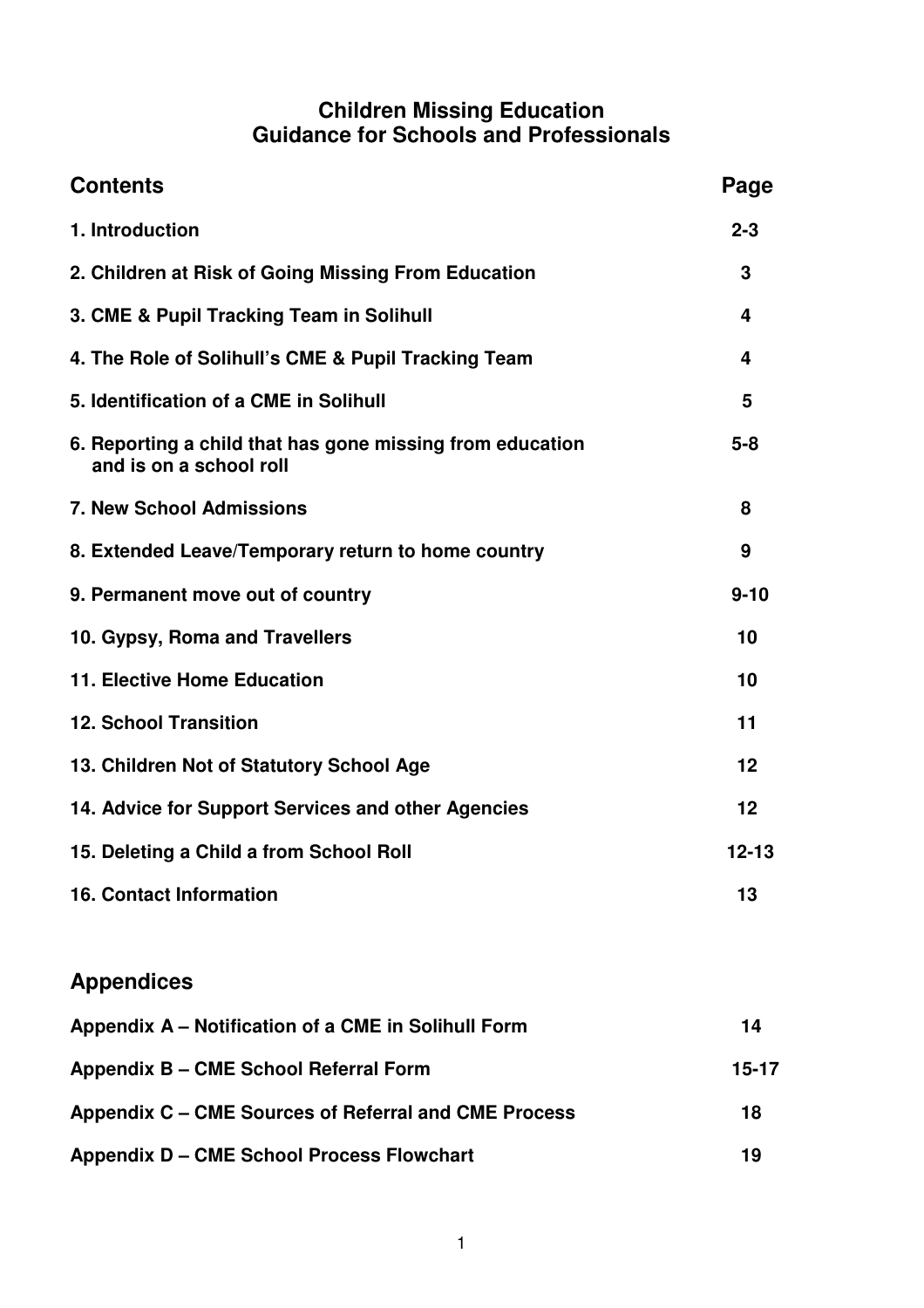# Children Missing Education
# Guidance for Schools and Professionals

| Contents | Page |
| --- | --- |
| 1. Introduction | 2-3 |
| 2. Children at Risk of Going Missing From Education | 3 |
| 3. CME & Pupil Tracking Team in Solihull | 4 |
| 4. The Role of Solihull's CME & Pupil Tracking Team | 4 |
| 5. Identification of a CME in Solihull | 5 |
| 6. Reporting a child that has gone missing from education and is on a school roll | 5-8 |
| 7. New School Admissions | 8 |
| 8. Extended Leave/Temporary return to home country | 9 |
| 9. Permanent move out of country | 9-10 |
| 10. Gypsy, Roma and Travellers | 10 |
| 11. Elective Home Education | 10 |
| 12. School Transition | 11 |
| 13. Children Not of Statutory School Age | 12 |
| 14. Advice for Support Services and other Agencies | 12 |
| 15. Deleting a Child a from School Roll | 12-13 |
| 16. Contact Information | 13 |

## Appendices

| | |
| --- | --- |
| Appendix A – Notification of a CME in Solihull Form | 14 |
| Appendix B – CME School Referral Form | 15-17 |
| Appendix C – CME Sources of Referral and CME Process | 18 |
| Appendix D – CME School Process Flowchart | 19 |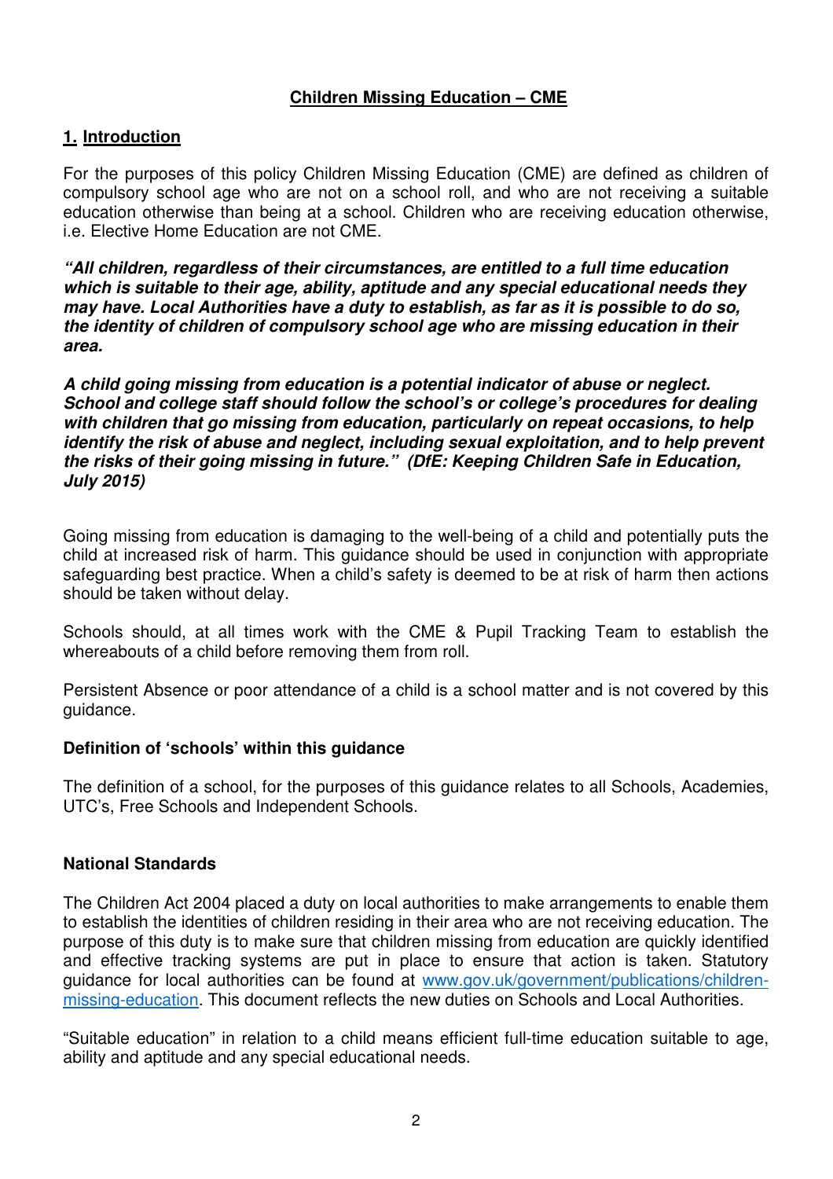## Children Missing Education – CME

## 1. Introduction

For the purposes of this policy Children Missing Education (CME) are defined as children of compulsory school age who are not on a school roll, and who are not receiving a suitable education otherwise than being at a school. Children who are receiving education otherwise, i.e. Elective Home Education are not CME.

***"All children, regardless of their circumstances, are entitled to a full time education which is suitable to their age, ability, aptitude and any special educational needs they may have. Local Authorities have a duty to establish, as far as it is possible to do so, the identity of children of compulsory school age who are missing education in their area.***

***A child going missing from education is a potential indicator of abuse or neglect. School and college staff should follow the school's or college's procedures for dealing with children that go missing from education, particularly on repeat occasions, to help identify the risk of abuse and neglect, including sexual exploitation, and to help prevent the risks of their going missing in future." (DfE: Keeping Children Safe in Education, July 2015)***

Going missing from education is damaging to the well-being of a child and potentially puts the child at increased risk of harm. This guidance should be used in conjunction with appropriate safeguarding best practice. When a child's safety is deemed to be at risk of harm then actions should be taken without delay.

Schools should, at all times work with the CME & Pupil Tracking Team to establish the whereabouts of a child before removing them from roll.

Persistent Absence or poor attendance of a child is a school matter and is not covered by this guidance.

### Definition of 'schools' within this guidance

The definition of a school, for the purposes of this guidance relates to all Schools, Academies, UTC's, Free Schools and Independent Schools.

### National Standards

The Children Act 2004 placed a duty on local authorities to make arrangements to enable them to establish the identities of children residing in their area who are not receiving education. The purpose of this duty is to make sure that children missing from education are quickly identified and effective tracking systems are put in place to ensure that action is taken. Statutory guidance for local authorities can be found at [www.gov.uk/government/publications/children-missing-education](www.gov.uk/government/publications/children-missing-education). This document reflects the new duties on Schools and Local Authorities.

"Suitable education" in relation to a child means efficient full-time education suitable to age, ability and aptitude and any special educational needs.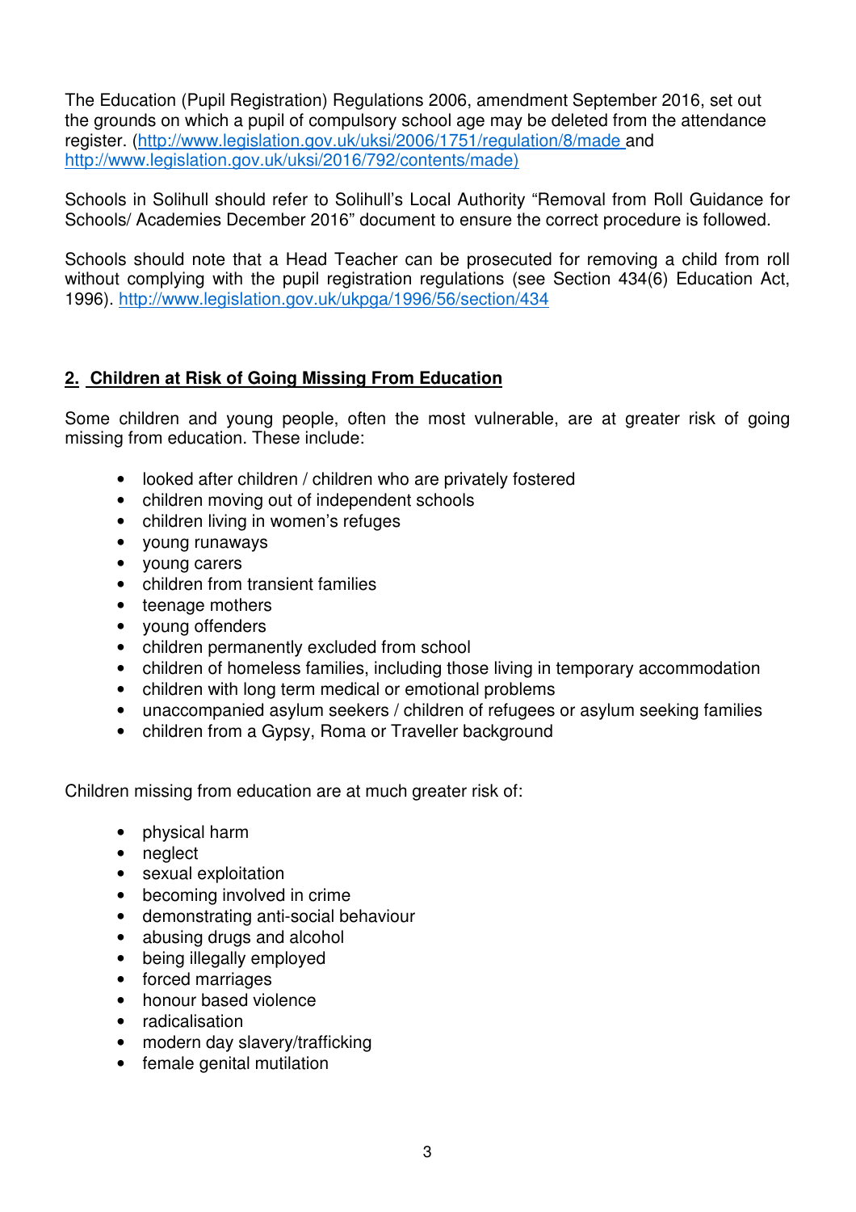The Education (Pupil Registration) Regulations 2006, amendment September 2016, set out the grounds on which a pupil of compulsory school age may be deleted from the attendance register. (http://www.legislation.gov.uk/uksi/2006/1751/regulation/8/made and http://www.legislation.gov.uk/uksi/2016/792/contents/made)

Schools in Solihull should refer to Solihull's Local Authority "Removal from Roll Guidance for Schools/ Academies December 2016" document to ensure the correct procedure is followed.

Schools should note that a Head Teacher can be prosecuted for removing a child from roll without complying with the pupil registration regulations (see Section 434(6) Education Act, 1996). http://www.legislation.gov.uk/ukpga/1996/56/section/434

## 2. Children at Risk of Going Missing From Education

Some children and young people, often the most vulnerable, are at greater risk of going missing from education. These include:

- looked after children / children who are privately fostered
- children moving out of independent schools
- children living in women's refuges
- young runaways
- young carers
- children from transient families
- teenage mothers
- young offenders
- children permanently excluded from school
- children of homeless families, including those living in temporary accommodation
- children with long term medical or emotional problems
- unaccompanied asylum seekers / children of refugees or asylum seeking families
- children from a Gypsy, Roma or Traveller background

Children missing from education are at much greater risk of:

- physical harm
- neglect
- sexual exploitation
- becoming involved in crime
- demonstrating anti-social behaviour
- abusing drugs and alcohol
- being illegally employed
- forced marriages
- honour based violence
- radicalisation
- modern day slavery/trafficking
- female genital mutilation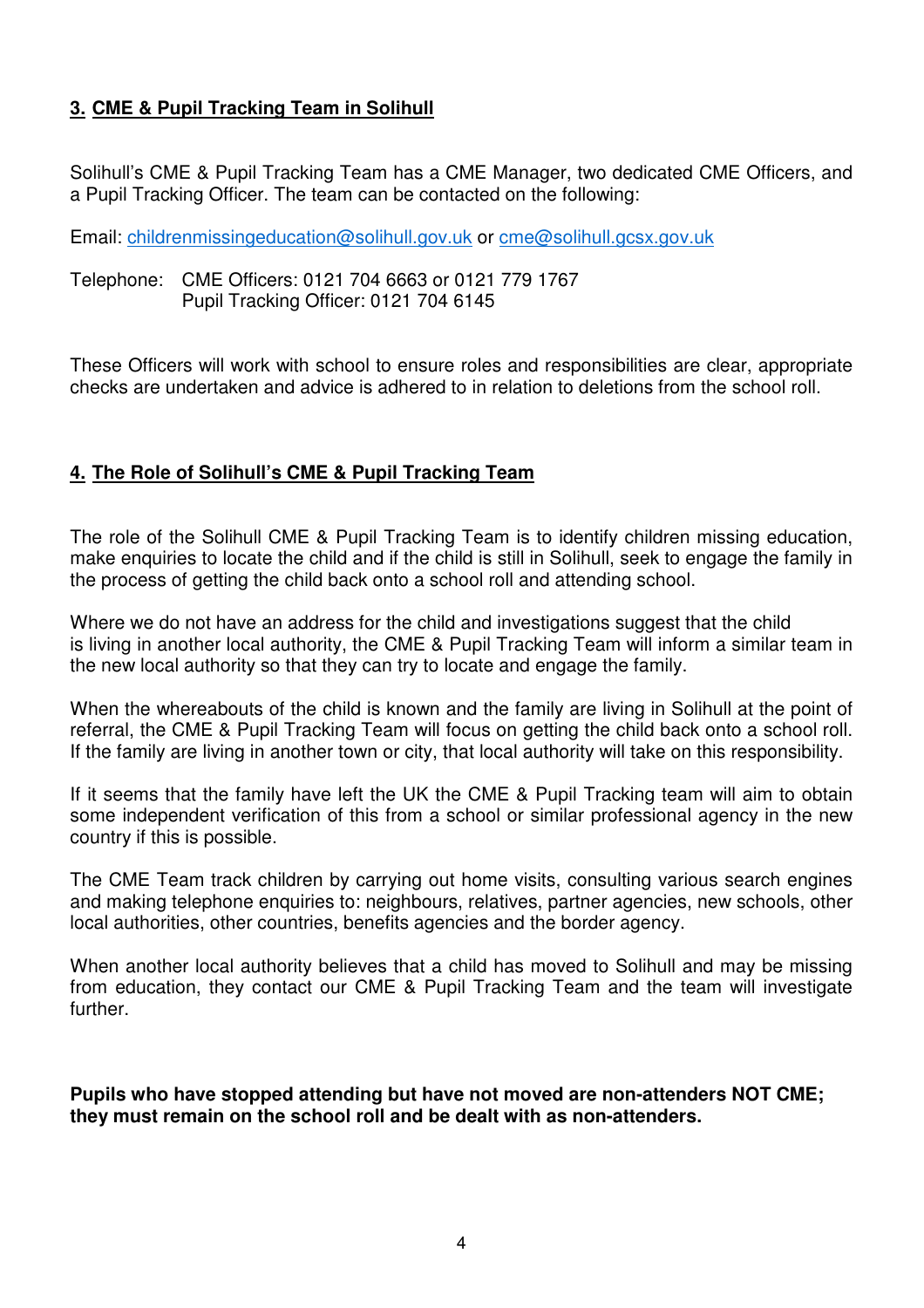## 3. CME & Pupil Tracking Team in Solihull

Solihull's CME & Pupil Tracking Team has a CME Manager, two dedicated CME Officers, and a Pupil Tracking Officer. The team can be contacted on the following:

Email: childrenmissingeducation@solihull.gov.uk or cme@solihull.gcsx.gov.uk

Telephone: CME Officers: 0121 704 6663 or 0121 779 1767
Pupil Tracking Officer: 0121 704 6145

These Officers will work with school to ensure roles and responsibilities are clear, appropriate checks are undertaken and advice is adhered to in relation to deletions from the school roll.

## 4. The Role of Solihull's CME & Pupil Tracking Team

The role of the Solihull CME & Pupil Tracking Team is to identify children missing education, make enquiries to locate the child and if the child is still in Solihull, seek to engage the family in the process of getting the child back onto a school roll and attending school.

Where we do not have an address for the child and investigations suggest that the child is living in another local authority, the CME & Pupil Tracking Team will inform a similar team in the new local authority so that they can try to locate and engage the family.

When the whereabouts of the child is known and the family are living in Solihull at the point of referral, the CME & Pupil Tracking Team will focus on getting the child back onto a school roll. If the family are living in another town or city, that local authority will take on this responsibility.

If it seems that the family have left the UK the CME & Pupil Tracking team will aim to obtain some independent verification of this from a school or similar professional agency in the new country if this is possible.

The CME Team track children by carrying out home visits, consulting various search engines and making telephone enquiries to: neighbours, relatives, partner agencies, new schools, other local authorities, other countries, benefits agencies and the border agency.

When another local authority believes that a child has moved to Solihull and may be missing from education, they contact our CME & Pupil Tracking Team and the team will investigate further.

**Pupils who have stopped attending but have not moved are non-attenders NOT CME; they must remain on the school roll and be dealt with as non-attenders.**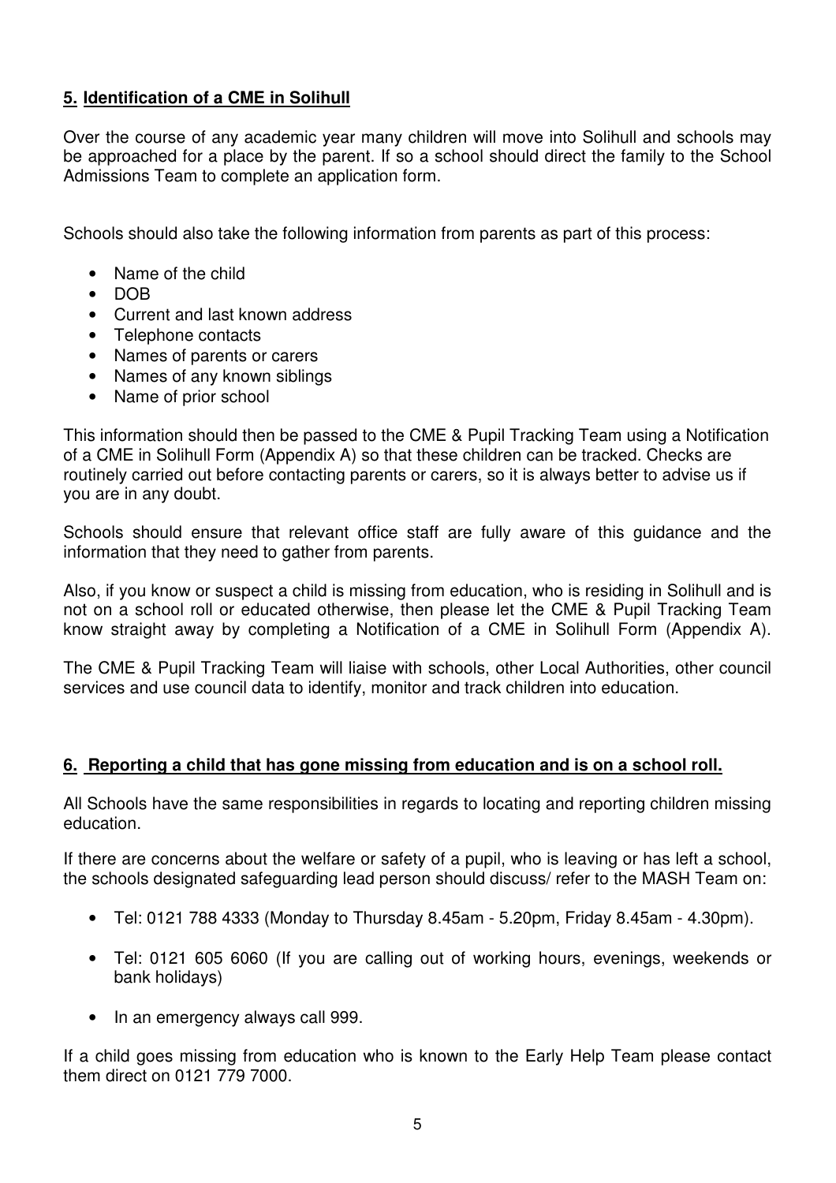## 5. Identification of a CME in Solihull

Over the course of any academic year many children will move into Solihull and schools may be approached for a place by the parent. If so a school should direct the family to the School Admissions Team to complete an application form.

Schools should also take the following information from parents as part of this process:

- Name of the child
- DOB
- Current and last known address
- Telephone contacts
- Names of parents or carers
- Names of any known siblings
- Name of prior school

This information should then be passed to the CME & Pupil Tracking Team using a Notification of a CME in Solihull Form (Appendix A) so that these children can be tracked. Checks are routinely carried out before contacting parents or carers, so it is always better to advise us if you are in any doubt.

Schools should ensure that relevant office staff are fully aware of this guidance and the information that they need to gather from parents.

Also, if you know or suspect a child is missing from education, who is residing in Solihull and is not on a school roll or educated otherwise, then please let the CME & Pupil Tracking Team know straight away by completing a Notification of a CME in Solihull Form (Appendix A).

The CME & Pupil Tracking Team will liaise with schools, other Local Authorities, other council services and use council data to identify, monitor and track children into education.

## 6. Reporting a child that has gone missing from education and is on a school roll.

All Schools have the same responsibilities in regards to locating and reporting children missing education.

If there are concerns about the welfare or safety of a pupil, who is leaving or has left a school, the schools designated safeguarding lead person should discuss/ refer to the MASH Team on:

- Tel: 0121 788 4333 (Monday to Thursday 8.45am - 5.20pm, Friday 8.45am - 4.30pm).
- Tel: 0121 605 6060 (If you are calling out of working hours, evenings, weekends or bank holidays)
- In an emergency always call 999.

If a child goes missing from education who is known to the Early Help Team please contact them direct on 0121 779 7000.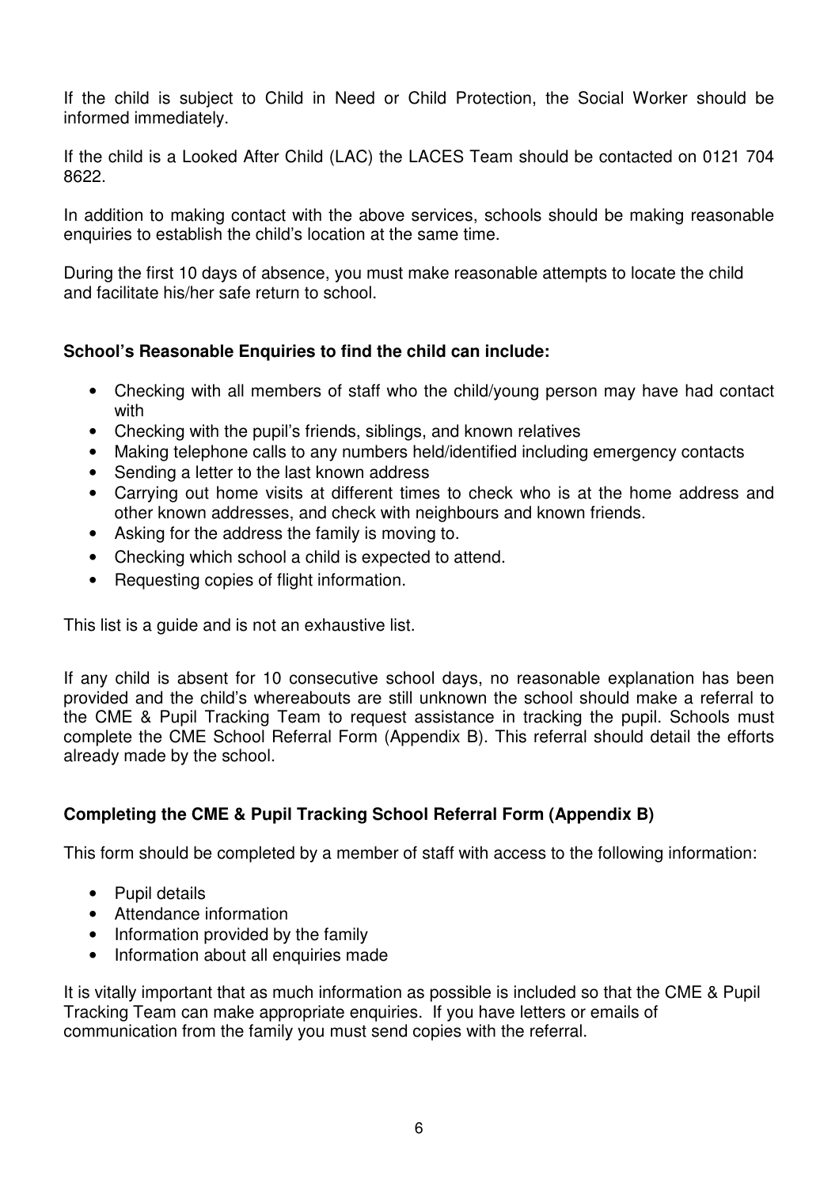If the child is subject to Child in Need or Child Protection, the Social Worker should be informed immediately.

If the child is a Looked After Child (LAC) the LACES Team should be contacted on 0121 704 8622.

In addition to making contact with the above services, schools should be making reasonable enquiries to establish the child's location at the same time.

During the first 10 days of absence, you must make reasonable attempts to locate the child and facilitate his/her safe return to school.

**School's Reasonable Enquiries to find the child can include:**

- Checking with all members of staff who the child/young person may have had contact with
- Checking with the pupil's friends, siblings, and known relatives
- Making telephone calls to any numbers held/identified including emergency contacts
- Sending a letter to the last known address
- Carrying out home visits at different times to check who is at the home address and other known addresses, and check with neighbours and known friends.
- Asking for the address the family is moving to.
- Checking which school a child is expected to attend.
- Requesting copies of flight information.

This list is a guide and is not an exhaustive list.

If any child is absent for 10 consecutive school days, no reasonable explanation has been provided and the child's whereabouts are still unknown the school should make a referral to the CME & Pupil Tracking Team to request assistance in tracking the pupil. Schools must complete the CME School Referral Form (Appendix B). This referral should detail the efforts already made by the school.

**Completing the CME & Pupil Tracking School Referral Form (Appendix B)**

This form should be completed by a member of staff with access to the following information:

- Pupil details
- Attendance information
- Information provided by the family
- Information about all enquiries made

It is vitally important that as much information as possible is included so that the CME & Pupil Tracking Team can make appropriate enquiries. If you have letters or emails of communication from the family you must send copies with the referral.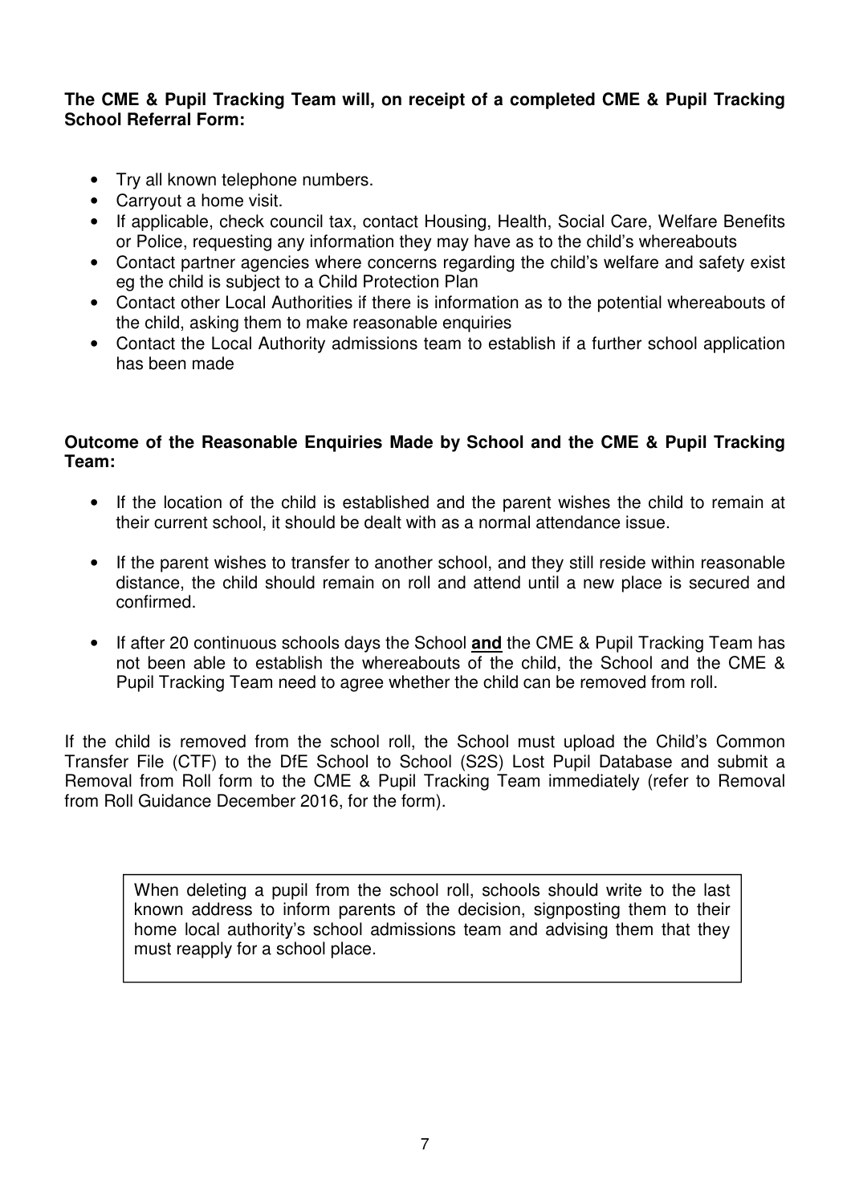**The CME & Pupil Tracking Team will, on receipt of a completed CME & Pupil Tracking School Referral Form:**

- Try all known telephone numbers.
- Carryout a home visit.
- If applicable, check council tax, contact Housing, Health, Social Care, Welfare Benefits or Police, requesting any information they may have as to the child's whereabouts
- Contact partner agencies where concerns regarding the child's welfare and safety exist eg the child is subject to a Child Protection Plan
- Contact other Local Authorities if there is information as to the potential whereabouts of the child, asking them to make reasonable enquiries
- Contact the Local Authority admissions team to establish if a further school application has been made

**Outcome of the Reasonable Enquiries Made by School and the CME & Pupil Tracking Team:**

- If the location of the child is established and the parent wishes the child to remain at their current school, it should be dealt with as a normal attendance issue.
- If the parent wishes to transfer to another school, and they still reside within reasonable distance, the child should remain on roll and attend until a new place is secured and confirmed.
- If after 20 continuous schools days the School **and** the CME & Pupil Tracking Team has not been able to establish the whereabouts of the child, the School and the CME & Pupil Tracking Team need to agree whether the child can be removed from roll.

If the child is removed from the school roll, the School must upload the Child's Common Transfer File (CTF) to the DfE School to School (S2S) Lost Pupil Database and submit a Removal from Roll form to the CME & Pupil Tracking Team immediately (refer to Removal from Roll Guidance December 2016, for the form).

> When deleting a pupil from the school roll, schools should write to the last known address to inform parents of the decision, signposting them to their home local authority's school admissions team and advising them that they must reapply for a school place.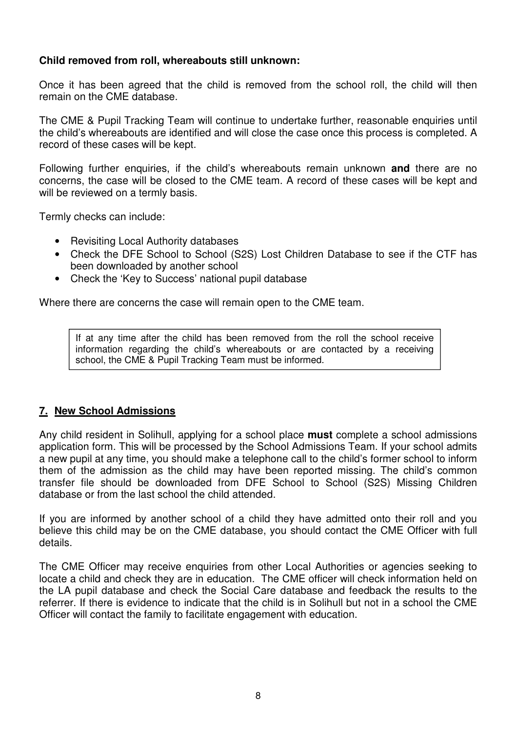**Child removed from roll, whereabouts still unknown:**

Once it has been agreed that the child is removed from the school roll, the child will then remain on the CME database.

The CME & Pupil Tracking Team will continue to undertake further, reasonable enquiries until the child's whereabouts are identified and will close the case once this process is completed. A record of these cases will be kept.

Following further enquiries, if the child's whereabouts remain unknown **and** there are no concerns, the case will be closed to the CME team. A record of these cases will be kept and will be reviewed on a termly basis.

Termly checks can include:

- Revisiting Local Authority databases
- Check the DFE School to School (S2S) Lost Children Database to see if the CTF has been downloaded by another school
- Check the 'Key to Success' national pupil database

Where there are concerns the case will remain open to the CME team.

> If at any time after the child has been removed from the roll the school receive information regarding the child's whereabouts or are contacted by a receiving school, the CME & Pupil Tracking Team must be informed.

## 7. New School Admissions

Any child resident in Solihull, applying for a school place **must** complete a school admissions application form. This will be processed by the School Admissions Team. If your school admits a new pupil at any time, you should make a telephone call to the child's former school to inform them of the admission as the child may have been reported missing. The child's common transfer file should be downloaded from DFE School to School (S2S) Missing Children database or from the last school the child attended.

If you are informed by another school of a child they have admitted onto their roll and you believe this child may be on the CME database, you should contact the CME Officer with full details.

The CME Officer may receive enquiries from other Local Authorities or agencies seeking to locate a child and check they are in education. The CME officer will check information held on the LA pupil database and check the Social Care database and feedback the results to the referrer. If there is evidence to indicate that the child is in Solihull but not in a school the CME Officer will contact the family to facilitate engagement with education.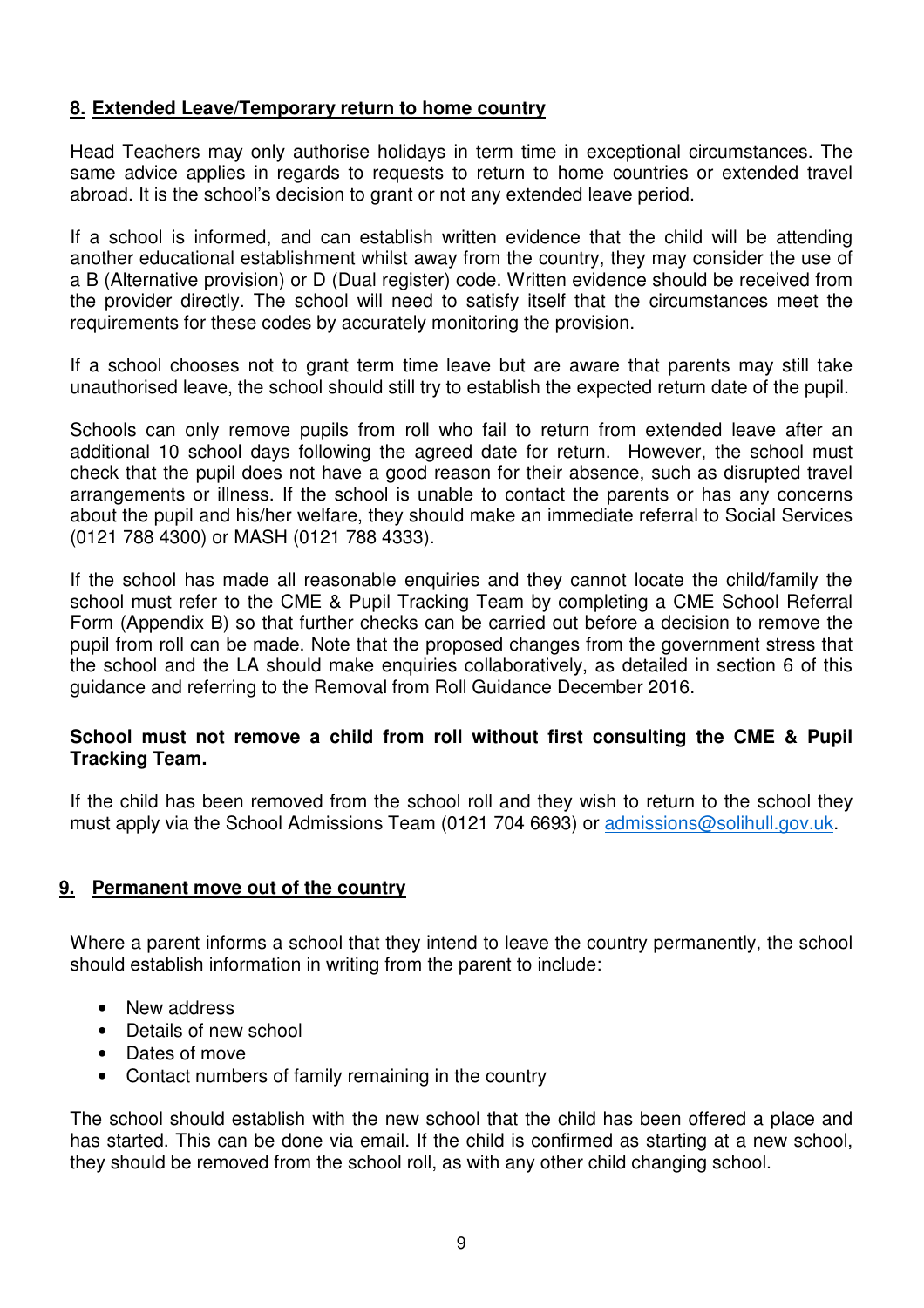## 8. Extended Leave/Temporary return to home country

Head Teachers may only authorise holidays in term time in exceptional circumstances. The same advice applies in regards to requests to return to home countries or extended travel abroad. It is the school's decision to grant or not any extended leave period.

If a school is informed, and can establish written evidence that the child will be attending another educational establishment whilst away from the country, they may consider the use of a B (Alternative provision) or D (Dual register) code. Written evidence should be received from the provider directly. The school will need to satisfy itself that the circumstances meet the requirements for these codes by accurately monitoring the provision.

If a school chooses not to grant term time leave but are aware that parents may still take unauthorised leave, the school should still try to establish the expected return date of the pupil.

Schools can only remove pupils from roll who fail to return from extended leave after an additional 10 school days following the agreed date for return. However, the school must check that the pupil does not have a good reason for their absence, such as disrupted travel arrangements or illness. If the school is unable to contact the parents or has any concerns about the pupil and his/her welfare, they should make an immediate referral to Social Services (0121 788 4300) or MASH (0121 788 4333).

If the school has made all reasonable enquiries and they cannot locate the child/family the school must refer to the CME & Pupil Tracking Team by completing a CME School Referral Form (Appendix B) so that further checks can be carried out before a decision to remove the pupil from roll can be made. Note that the proposed changes from the government stress that the school and the LA should make enquiries collaboratively, as detailed in section 6 of this guidance and referring to the Removal from Roll Guidance December 2016.

**School must not remove a child from roll without first consulting the CME & Pupil Tracking Team.**

If the child has been removed from the school roll and they wish to return to the school they must apply via the School Admissions Team (0121 704 6693) or admissions@solihull.gov.uk.

## 9. Permanent move out of the country

Where a parent informs a school that they intend to leave the country permanently, the school should establish information in writing from the parent to include:

- New address
- Details of new school
- Dates of move
- Contact numbers of family remaining in the country

The school should establish with the new school that the child has been offered a place and has started. This can be done via email. If the child is confirmed as starting at a new school, they should be removed from the school roll, as with any other child changing school.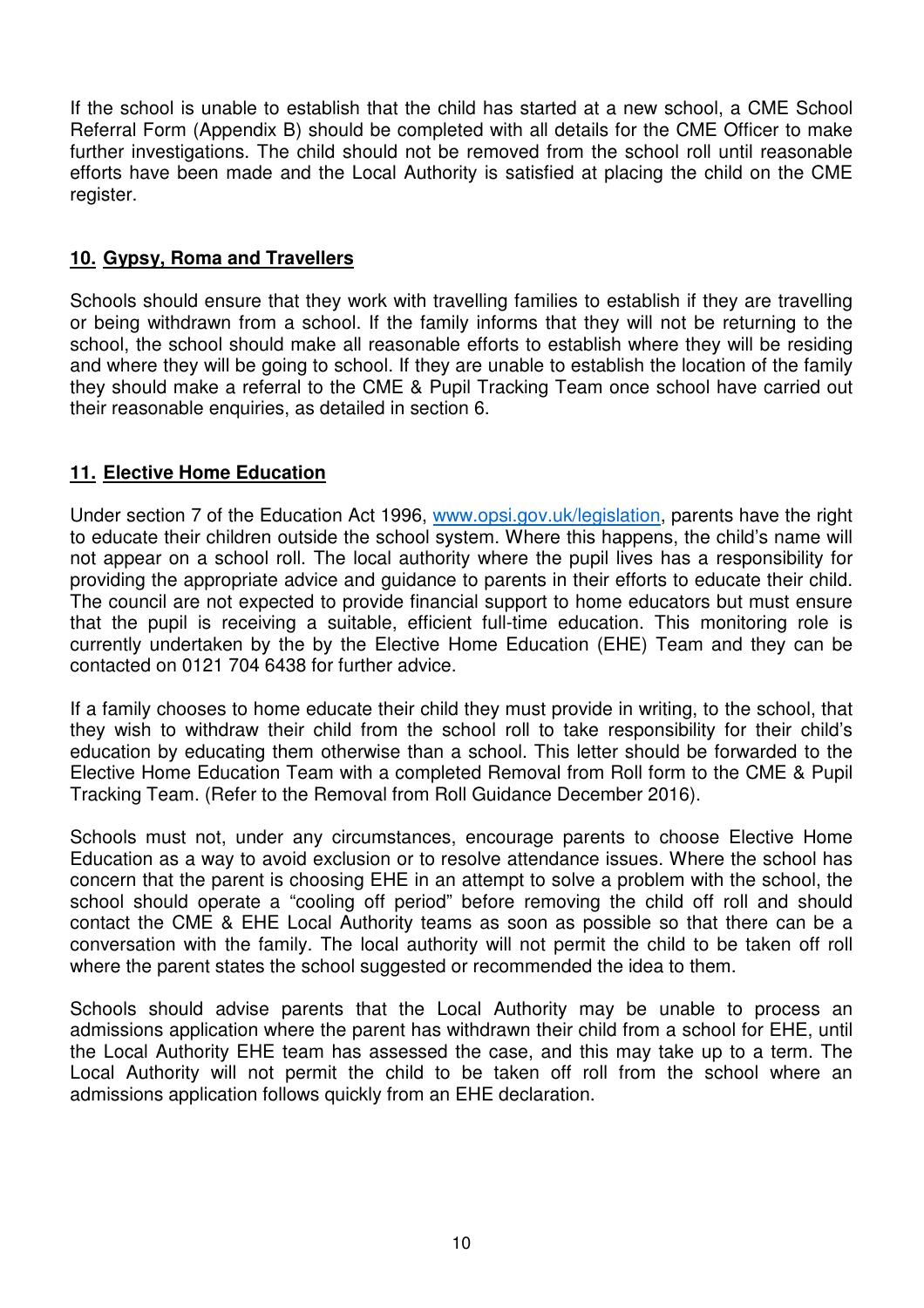If the school is unable to establish that the child has started at a new school, a CME School Referral Form (Appendix B) should be completed with all details for the CME Officer to make further investigations. The child should not be removed from the school roll until reasonable efforts have been made and the Local Authority is satisfied at placing the child on the CME register.

## 10. Gypsy, Roma and Travellers

Schools should ensure that they work with travelling families to establish if they are travelling or being withdrawn from a school. If the family informs that they will not be returning to the school, the school should make all reasonable efforts to establish where they will be residing and where they will be going to school. If they are unable to establish the location of the family they should make a referral to the CME & Pupil Tracking Team once school have carried out their reasonable enquiries, as detailed in section 6.

## 11. Elective Home Education

Under section 7 of the Education Act 1996, [www.opsi.gov.uk/legislation](www.opsi.gov.uk/legislation), parents have the right to educate their children outside the school system. Where this happens, the child's name will not appear on a school roll. The local authority where the pupil lives has a responsibility for providing the appropriate advice and guidance to parents in their efforts to educate their child. The council are not expected to provide financial support to home educators but must ensure that the pupil is receiving a suitable, efficient full-time education. This monitoring role is currently undertaken by the by the Elective Home Education (EHE) Team and they can be contacted on 0121 704 6438 for further advice.

If a family chooses to home educate their child they must provide in writing, to the school, that they wish to withdraw their child from the school roll to take responsibility for their child's education by educating them otherwise than a school. This letter should be forwarded to the Elective Home Education Team with a completed Removal from Roll form to the CME & Pupil Tracking Team. (Refer to the Removal from Roll Guidance December 2016).

Schools must not, under any circumstances, encourage parents to choose Elective Home Education as a way to avoid exclusion or to resolve attendance issues. Where the school has concern that the parent is choosing EHE in an attempt to solve a problem with the school, the school should operate a "cooling off period" before removing the child off roll and should contact the CME & EHE Local Authority teams as soon as possible so that there can be a conversation with the family. The local authority will not permit the child to be taken off roll where the parent states the school suggested or recommended the idea to them.

Schools should advise parents that the Local Authority may be unable to process an admissions application where the parent has withdrawn their child from a school for EHE, until the Local Authority EHE team has assessed the case, and this may take up to a term. The Local Authority will not permit the child to be taken off roll from the school where an admissions application follows quickly from an EHE declaration.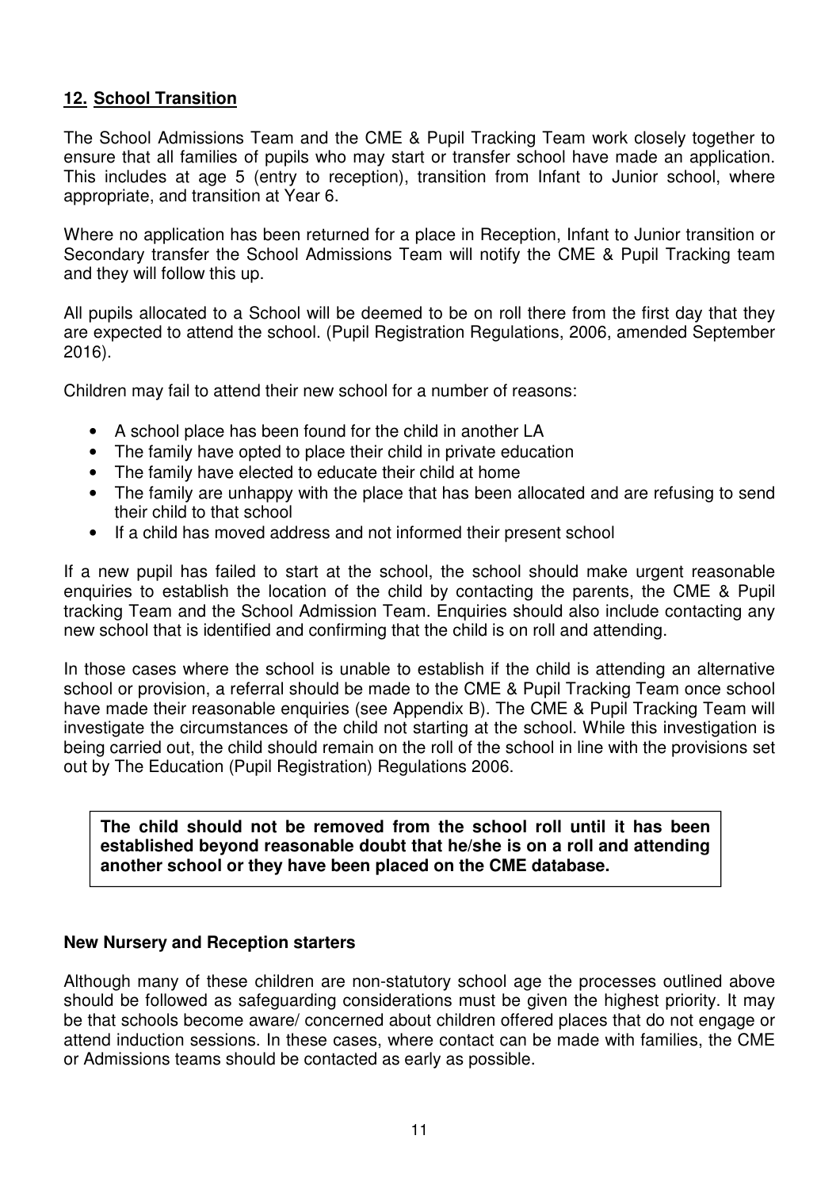## 12. School Transition

The School Admissions Team and the CME & Pupil Tracking Team work closely together to ensure that all families of pupils who may start or transfer school have made an application. This includes at age 5 (entry to reception), transition from Infant to Junior school, where appropriate, and transition at Year 6.

Where no application has been returned for a place in Reception, Infant to Junior transition or Secondary transfer the School Admissions Team will notify the CME & Pupil Tracking team and they will follow this up.

All pupils allocated to a School will be deemed to be on roll there from the first day that they are expected to attend the school. (Pupil Registration Regulations, 2006, amended September 2016).

Children may fail to attend their new school for a number of reasons:

- A school place has been found for the child in another LA
- The family have opted to place their child in private education
- The family have elected to educate their child at home
- The family are unhappy with the place that has been allocated and are refusing to send their child to that school
- If a child has moved address and not informed their present school

If a new pupil has failed to start at the school, the school should make urgent reasonable enquiries to establish the location of the child by contacting the parents, the CME & Pupil tracking Team and the School Admission Team. Enquiries should also include contacting any new school that is identified and confirming that the child is on roll and attending.

In those cases where the school is unable to establish if the child is attending an alternative school or provision, a referral should be made to the CME & Pupil Tracking Team once school have made their reasonable enquiries (see Appendix B). The CME & Pupil Tracking Team will investigate the circumstances of the child not starting at the school. While this investigation is being carried out, the child should remain on the roll of the school in line with the provisions set out by The Education (Pupil Registration) Regulations 2006.

**The child should not be removed from the school roll until it has been established beyond reasonable doubt that he/she is on a roll and attending another school or they have been placed on the CME database.**

### New Nursery and Reception starters

Although many of these children are non-statutory school age the processes outlined above should be followed as safeguarding considerations must be given the highest priority. It may be that schools become aware/ concerned about children offered places that do not engage or attend induction sessions. In these cases, where contact can be made with families, the CME or Admissions teams should be contacted as early as possible.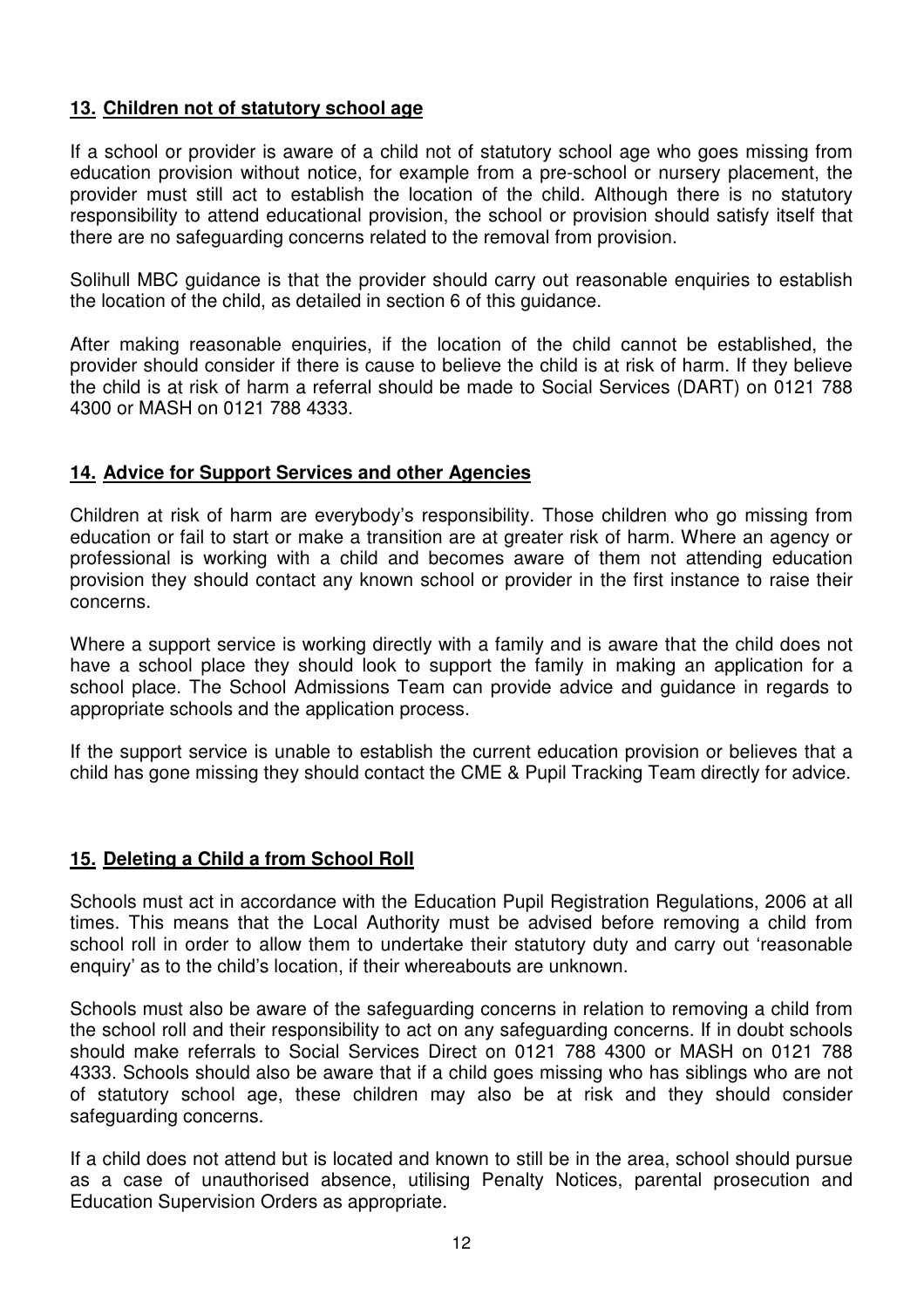## 13. Children not of statutory school age

If a school or provider is aware of a child not of statutory school age who goes missing from education provision without notice, for example from a pre-school or nursery placement, the provider must still act to establish the location of the child. Although there is no statutory responsibility to attend educational provision, the school or provision should satisfy itself that there are no safeguarding concerns related to the removal from provision.

Solihull MBC guidance is that the provider should carry out reasonable enquiries to establish the location of the child, as detailed in section 6 of this guidance.

After making reasonable enquiries, if the location of the child cannot be established, the provider should consider if there is cause to believe the child is at risk of harm. If they believe the child is at risk of harm a referral should be made to Social Services (DART) on 0121 788 4300 or MASH on 0121 788 4333.

## 14. Advice for Support Services and other Agencies

Children at risk of harm are everybody's responsibility. Those children who go missing from education or fail to start or make a transition are at greater risk of harm. Where an agency or professional is working with a child and becomes aware of them not attending education provision they should contact any known school or provider in the first instance to raise their concerns.

Where a support service is working directly with a family and is aware that the child does not have a school place they should look to support the family in making an application for a school place. The School Admissions Team can provide advice and guidance in regards to appropriate schools and the application process.

If the support service is unable to establish the current education provision or believes that a child has gone missing they should contact the CME & Pupil Tracking Team directly for advice.

## 15. Deleting a Child a from School Roll

Schools must act in accordance with the Education Pupil Registration Regulations, 2006 at all times. This means that the Local Authority must be advised before removing a child from school roll in order to allow them to undertake their statutory duty and carry out 'reasonable enquiry' as to the child's location, if their whereabouts are unknown.

Schools must also be aware of the safeguarding concerns in relation to removing a child from the school roll and their responsibility to act on any safeguarding concerns. If in doubt schools should make referrals to Social Services Direct on 0121 788 4300 or MASH on 0121 788 4333. Schools should also be aware that if a child goes missing who has siblings who are not of statutory school age, these children may also be at risk and they should consider safeguarding concerns.

If a child does not attend but is located and known to still be in the area, school should pursue as a case of unauthorised absence, utilising Penalty Notices, parental prosecution and Education Supervision Orders as appropriate.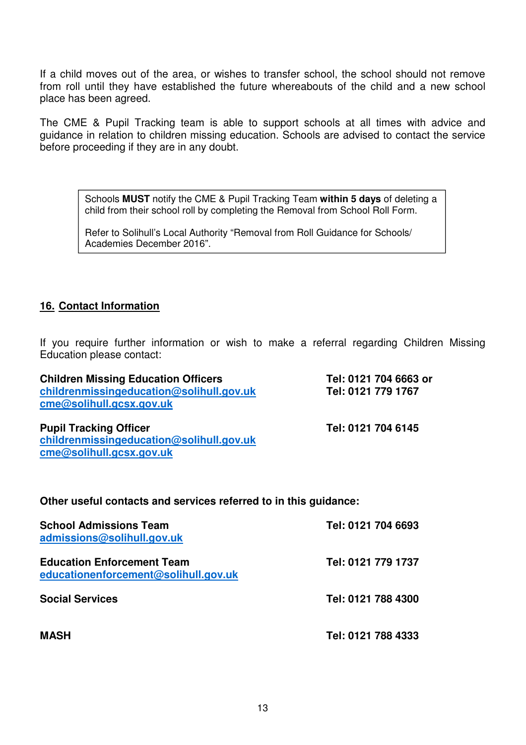If a child moves out of the area, or wishes to transfer school, the school should not remove from roll until they have established the future whereabouts of the child and a new school place has been agreed.

The CME & Pupil Tracking team is able to support schools at all times with advice and guidance in relation to children missing education. Schools are advised to contact the service before proceeding if they are in any doubt.

> Schools **MUST** notify the CME & Pupil Tracking Team **within 5 days** of deleting a child from their school roll by completing the Removal from School Roll Form.
>
> Refer to Solihull's Local Authority "Removal from Roll Guidance for Schools/ Academies December 2016".

## 16. Contact Information

If you require further information or wish to make a referral regarding Children Missing Education please contact:

**Children Missing Education Officers** — **Tel: 0121 704 6663 or Tel: 0121 779 1767**
**childrenmissingeducation@solihull.gov.uk**
**cme@solihull.gcsx.gov.uk**

**Pupil Tracking Officer** — **Tel: 0121 704 6145**
**childrenmissingeducation@solihull.gov.uk**
**cme@solihull.gcsx.gov.uk**

**Other useful contacts and services referred to in this guidance:**

**School Admissions Team** — **Tel: 0121 704 6693**
**admissions@solihull.gov.uk**

**Education Enforcement Team** — **Tel: 0121 779 1737**
**educationenforcement@solihull.gov.uk**

**Social Services** — **Tel: 0121 788 4300**

**MASH** — **Tel: 0121 788 4333**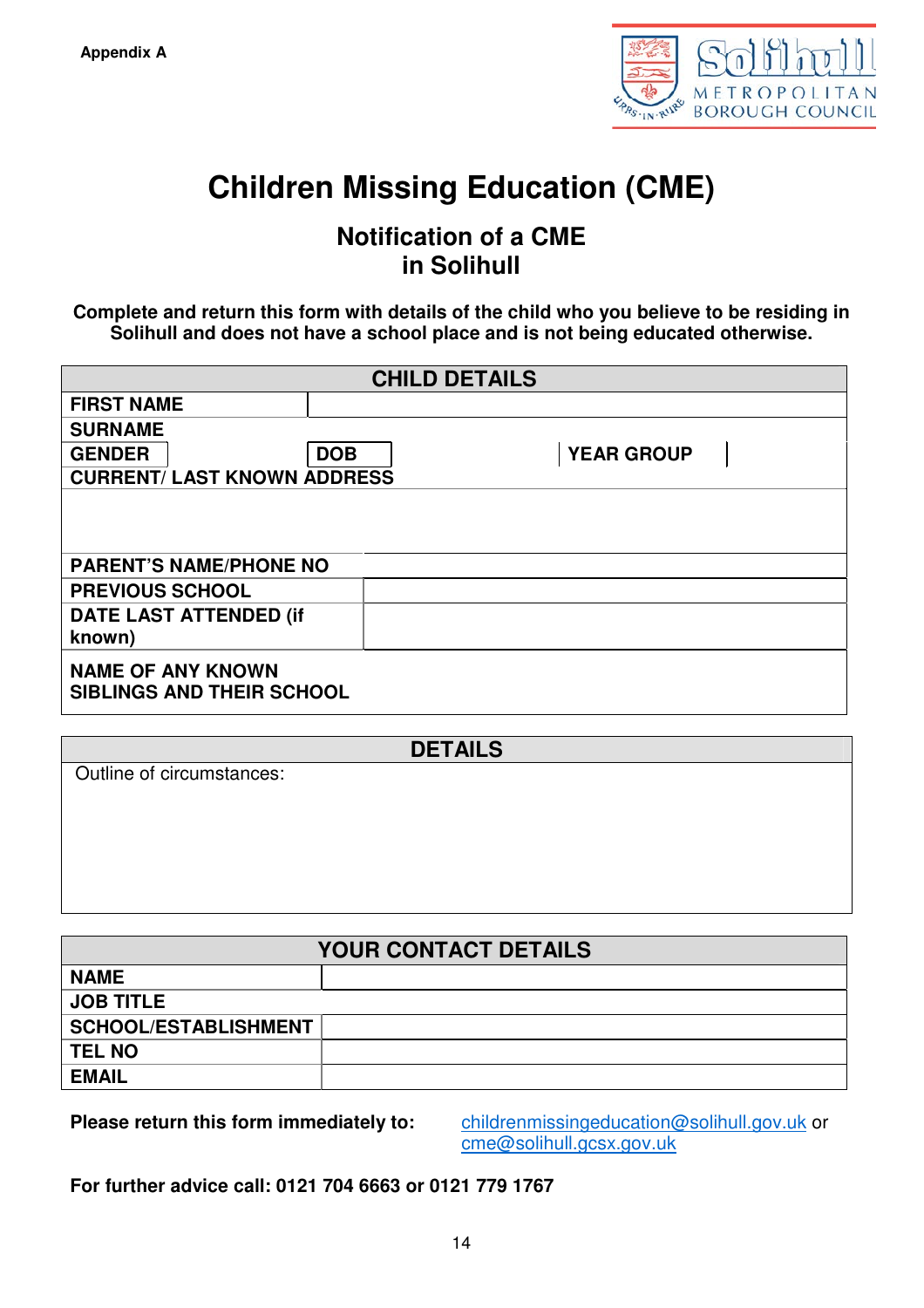Appendix A

# Children Missing Education (CME)

## Notification of a CME in Solihull

**Complete and return this form with details of the child who you believe to be residing in Solihull and does not have a school place and is not being educated otherwise.**

| CHILD DETAILS | | | | | |
|---|---|---|---|---|---|
| **FIRST NAME** | | | | | |
| **SURNAME** | | | | | |
| **GENDER** | | **DOB** | | **YEAR GROUP** | |
| **CURRENT/ LAST KNOWN ADDRESS** | | | | | |
| | | | | | |
| **PARENT'S NAME/PHONE NO** | | | | | |
| **PREVIOUS SCHOOL** | | | | | |
| **DATE LAST ATTENDED (if known)** | | | | | |
| **NAME OF ANY KNOWN SIBLINGS AND THEIR SCHOOL** | | | | | |

| DETAILS |
|---|
| Outline of circumstances: |

| YOUR CONTACT DETAILS | |
|---|---|
| **NAME** | |
| **JOB TITLE** | |
| **SCHOOL/ESTABLISHMENT** | |
| **TEL NO** | |
| **EMAIL** | |

**Please return this form immediately to:** childrenmissingeducation@solihull.gov.uk or cme@solihull.gcsx.gov.uk

**For further advice call: 0121 704 6663 or 0121 779 1767**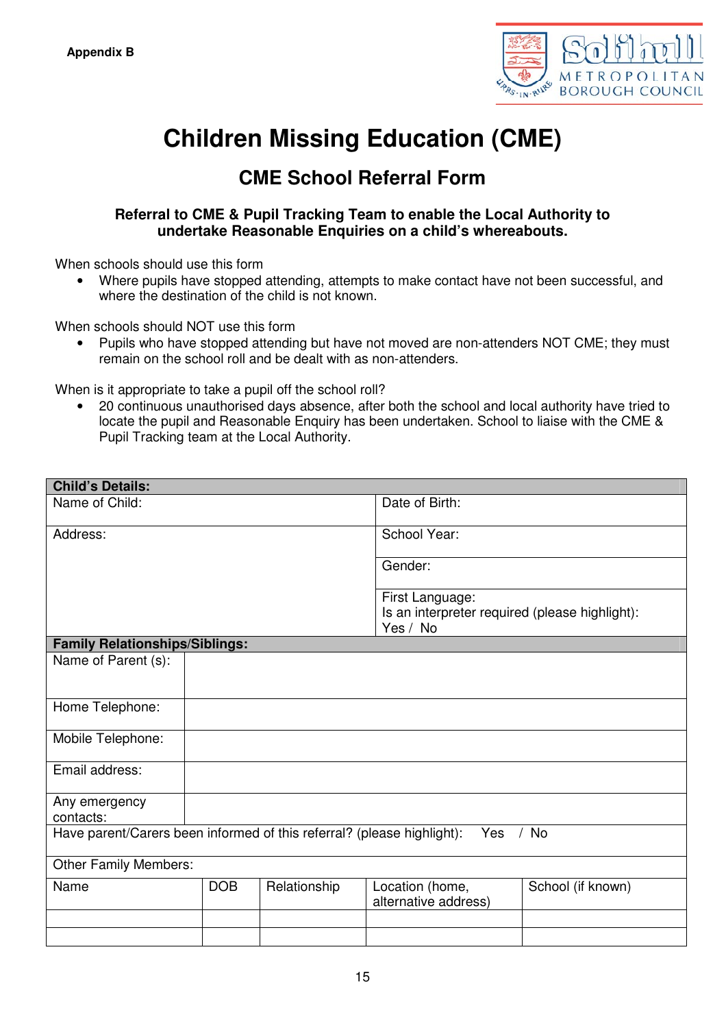Appendix B

# Children Missing Education (CME)

## CME School Referral Form

**Referral to CME & Pupil Tracking Team to enable the Local Authority to undertake Reasonable Enquiries on a child's whereabouts.**

When schools should use this form

- Where pupils have stopped attending, attempts to make contact have not been successful, and where the destination of the child is not known.

When schools should NOT use this form

- Pupils who have stopped attending but have not moved are non-attenders NOT CME; they must remain on the school roll and be dealt with as non-attenders.

When is it appropriate to take a pupil off the school roll?

- 20 continuous unauthorised days absence, after both the school and local authority have tried to locate the pupil and Reasonable Enquiry has been undertaken. School to liaise with the CME & Pupil Tracking team at the Local Authority.

| **Child's Details:** | |
|---|---|
| Name of Child: | Date of Birth: |
| Address: | School Year: |
| | Gender: |
| | First Language: Is an interpreter required (please highlight): Yes / No |

| **Family Relationships/Siblings:** | |
|---|---|
| Name of Parent (s): | |
| Home Telephone: | |
| Mobile Telephone: | |
| Email address: | |
| Any emergency contacts: | |
| Have parent/Carers been informed of this referral? (please highlight): Yes / No | |
| Other Family Members: | |

| Name | DOB | Relationship | Location (home, alternative address) | School (if known) |
|---|---|---|---|---|
| | | | | |
| | | | | |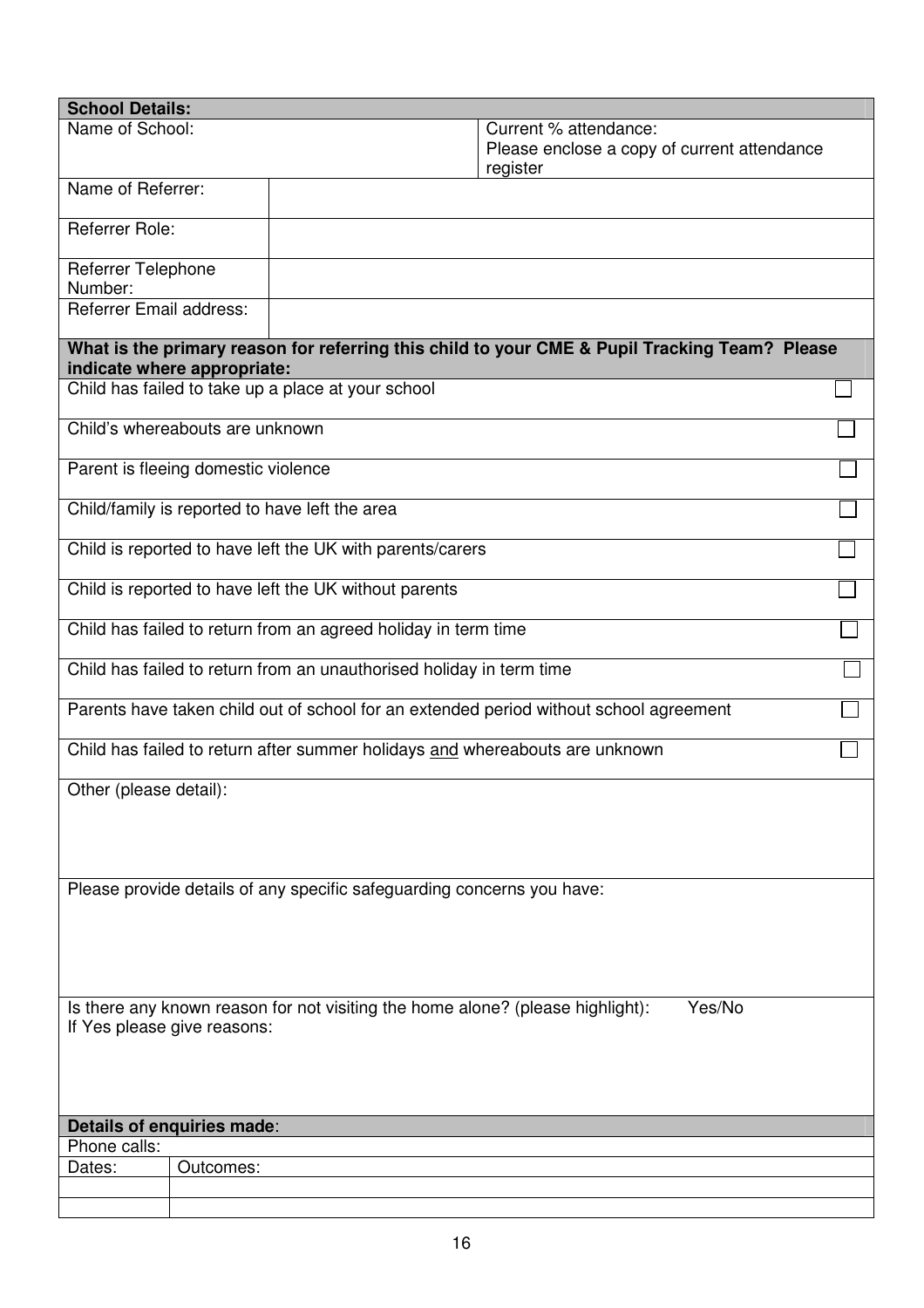| **School Details:** | | |
|---|---|---|
| Name of School: | | Current % attendance:<br>Please enclose a copy of current attendance register |
| Name of Referrer: | | |
| Referrer Role: | | |
| Referrer Telephone Number: | | |
| Referrer Email address: | | |

| **What is the primary reason for referring this child to your CME & Pupil Tracking Team? Please indicate where appropriate:** | |
|---|---|
| Child has failed to take up a place at your school | ☐ |
| Child's whereabouts are unknown | ☐ |
| Parent is fleeing domestic violence | ☐ |
| Child/family is reported to have left the area | ☐ |
| Child is reported to have left the UK with parents/carers | ☐ |
| Child is reported to have left the UK without parents | ☐ |
| Child has failed to return from an agreed holiday in term time | ☐ |
| Child has failed to return from an unauthorised holiday in term time | ☐ |
| Parents have taken child out of school for an extended period without school agreement | ☐ |
| Child has failed to return after summer holidays <u>and</u> whereabouts are unknown | ☐ |
| Other (please detail): | |
| Please provide details of any specific safeguarding concerns you have: | |
| Is there any known reason for not visiting the home alone? (please highlight): Yes/No<br>If Yes please give reasons: | |

| **Details of enquiries made**: | |
|---|---|
| Phone calls: | |
| Dates: | Outcomes: |
| | |
| | |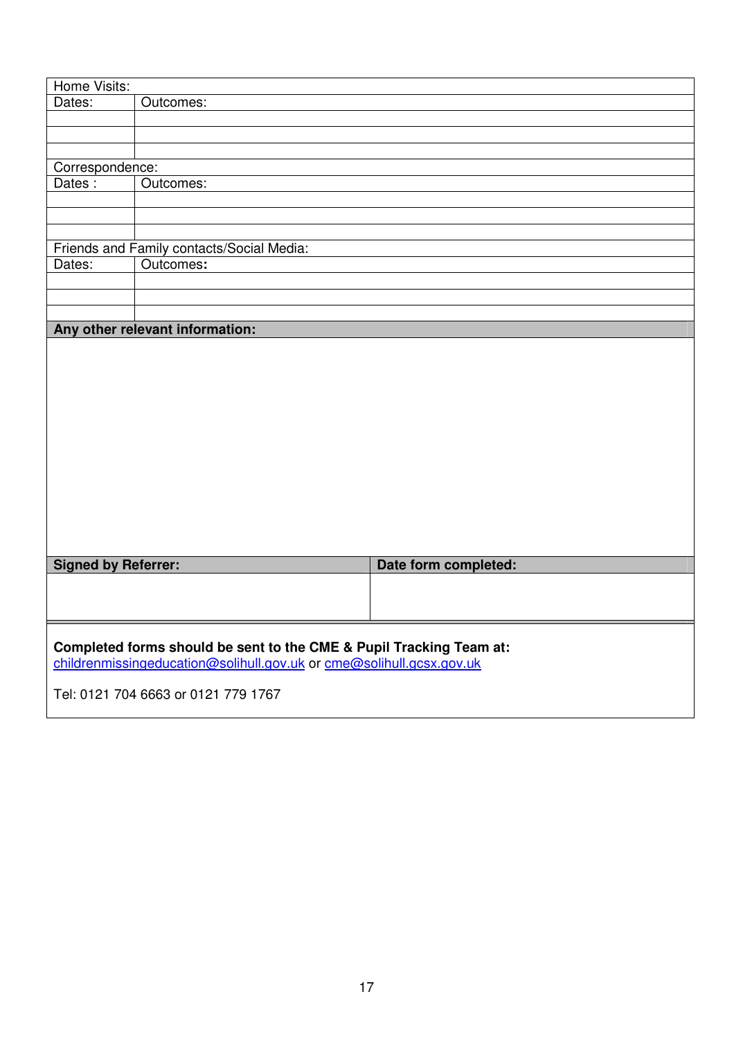| Home Visits: | |
|---|---|
| Dates: | Outcomes: |
| | |
| | |
| | |
| Correspondence: | |
| Dates : | Outcomes: |
| | |
| | |
| | |
| Friends and Family contacts/Social Media: | |
| Dates: | Outcomes**:** |
| | |
| | |
| | |

| **Any other relevant information:** | |
|---|---|
| | |
| **Signed by Referrer:** | **Date form completed:** |
| | |

**Completed forms should be sent to the CME & Pupil Tracking Team at:**
childrenmissingeducation@solihull.gov.uk or cme@solihull.gcsx.gov.uk

Tel: 0121 704 6663 or 0121 779 1767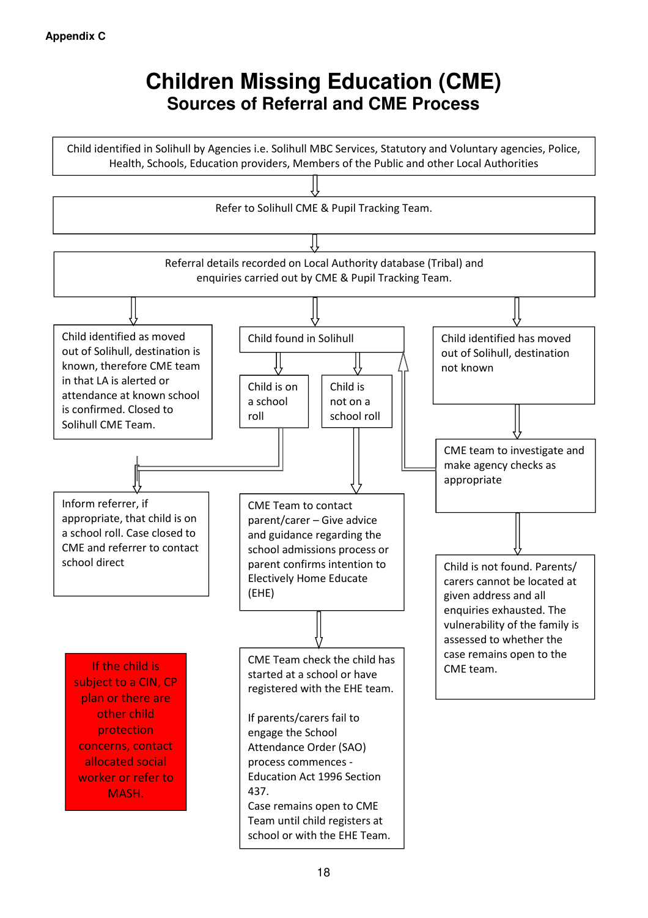Appendix C

# Children Missing Education (CME)

## Sources of Referral and CME Process

Child identified in Solihull by Agencies i.e. Solihull MBC Services, Statutory and Voluntary agencies, Police, Health, Schools, Education providers, Members of the Public and other Local Authorities

Refer to Solihull CME & Pupil Tracking Team.

Referral details recorded on Local Authority database (Tribal) and enquiries carried out by CME & Pupil Tracking Team.

Child identified as moved out of Solihull, destination is known, therefore CME team in that LA is alerted or attendance at known school is confirmed. Closed to Solihull CME Team.

Child found in Solihull

Child is on a school roll

Child is not on a school roll

Child identified has moved out of Solihull, destination not known

CME team to investigate and make agency checks as appropriate

Inform referrer, if appropriate, that child is on a school roll. Case closed to CME and referrer to contact school direct

CME Team to contact parent/carer – Give advice and guidance regarding the school admissions process or parent confirms intention to Electively Home Educate (EHE)

Child is not found. Parents/ carers cannot be located at given address and all enquiries exhausted. The vulnerability of the family is assessed to whether the case remains open to the CME team.

If the child is subject to a CIN, CP plan or there are other child protection concerns, contact allocated social worker or refer to MASH.

CME Team check the child has started at a school or have registered with the EHE team.

If parents/carers fail to engage the School Attendance Order (SAO) process commences - Education Act 1996 Section 437.

Case remains open to CME Team until child registers at school or with the EHE Team.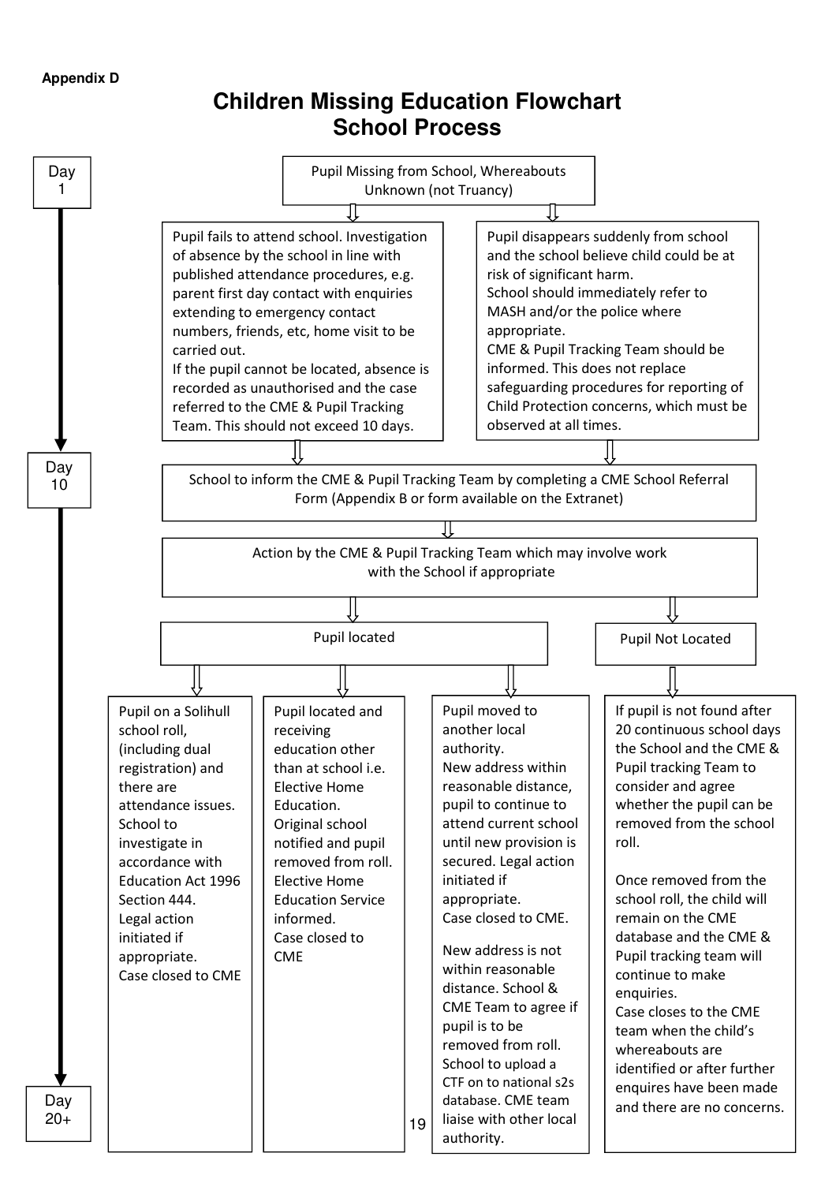**Appendix D**

# Children Missing Education Flowchart
## School Process

**Day 1**

Pupil Missing from School, Whereabouts Unknown (not Truancy)

Pupil fails to attend school. Investigation of absence by the school in line with published attendance procedures, e.g. parent first day contact with enquiries extending to emergency contact numbers, friends, etc, home visit to be carried out.
If the pupil cannot be located, absence is recorded as unauthorised and the case referred to the CME & Pupil Tracking Team. This should not exceed 10 days.

Pupil disappears suddenly from school and the school believe child could be at risk of significant harm.
School should immediately refer to MASH and/or the police where appropriate.
CME & Pupil Tracking Team should be informed. This does not replace safeguarding procedures for reporting of Child Protection concerns, which must be observed at all times.

**Day 10**

School to inform the CME & Pupil Tracking Team by completing a CME School Referral Form (Appendix B or form available on the Extranet)

Action by the CME & Pupil Tracking Team which may involve work with the School if appropriate

**Pupil located**

Pupil on a Solihull school roll, (including dual registration) and there are attendance issues. School to investigate in accordance with Education Act 1996 Section 444.
Legal action initiated if appropriate.
Case closed to CME

Pupil located and receiving education other than at school i.e. Elective Home Education.
Original school notified and pupil removed from roll.
Elective Home Education Service informed.
Case closed to CME

Pupil moved to another local authority.
New address within reasonable distance, pupil to continue to attend current school until new provision is secured. Legal action initiated if appropriate.
Case closed to CME.

New address is not within reasonable distance. School & CME Team to agree if pupil is to be removed from roll. School to upload a CTF on to national s2s database. CME team liaise with other local authority.

**Pupil Not Located**

If pupil is not found after 20 continuous school days the School and the CME & Pupil tracking Team to consider and agree whether the pupil can be removed from the school roll.

Once removed from the school roll, the child will remain on the CME database and the CME & Pupil tracking team will continue to make enquiries.
Case closes to the CME team when the child's whereabouts are identified or after further enquires have been made and there are no concerns.

**Day 20+**